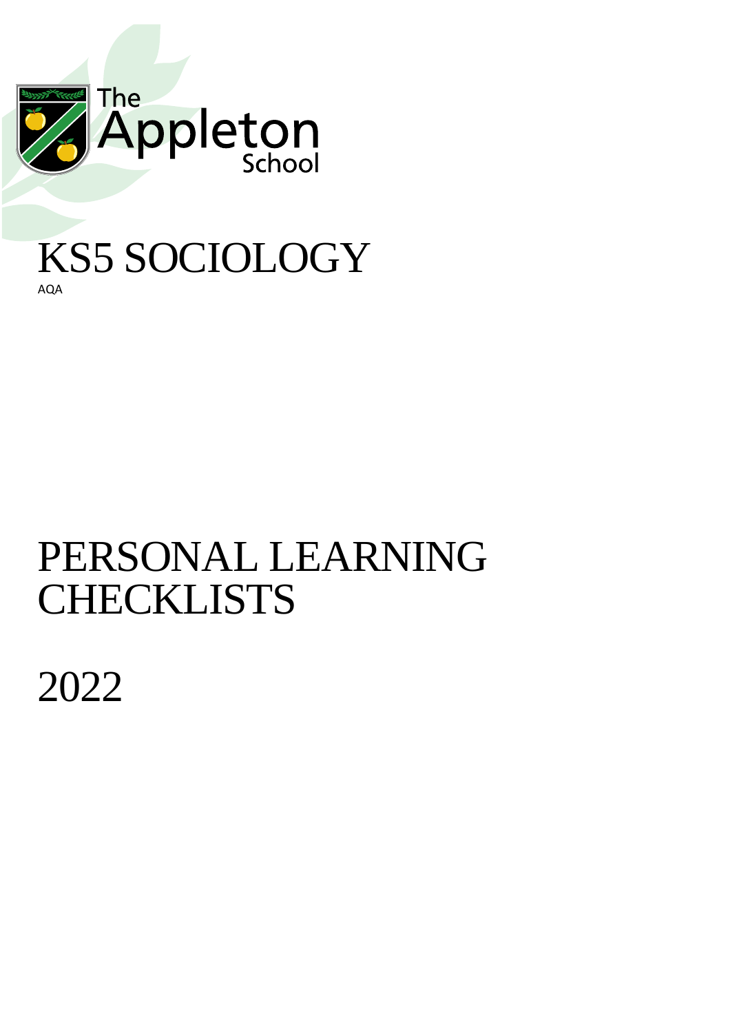The Appleton School

# KS5 SOCIOLOGY

AQA

# PERSONAL LEARNING CHECKLISTS

2022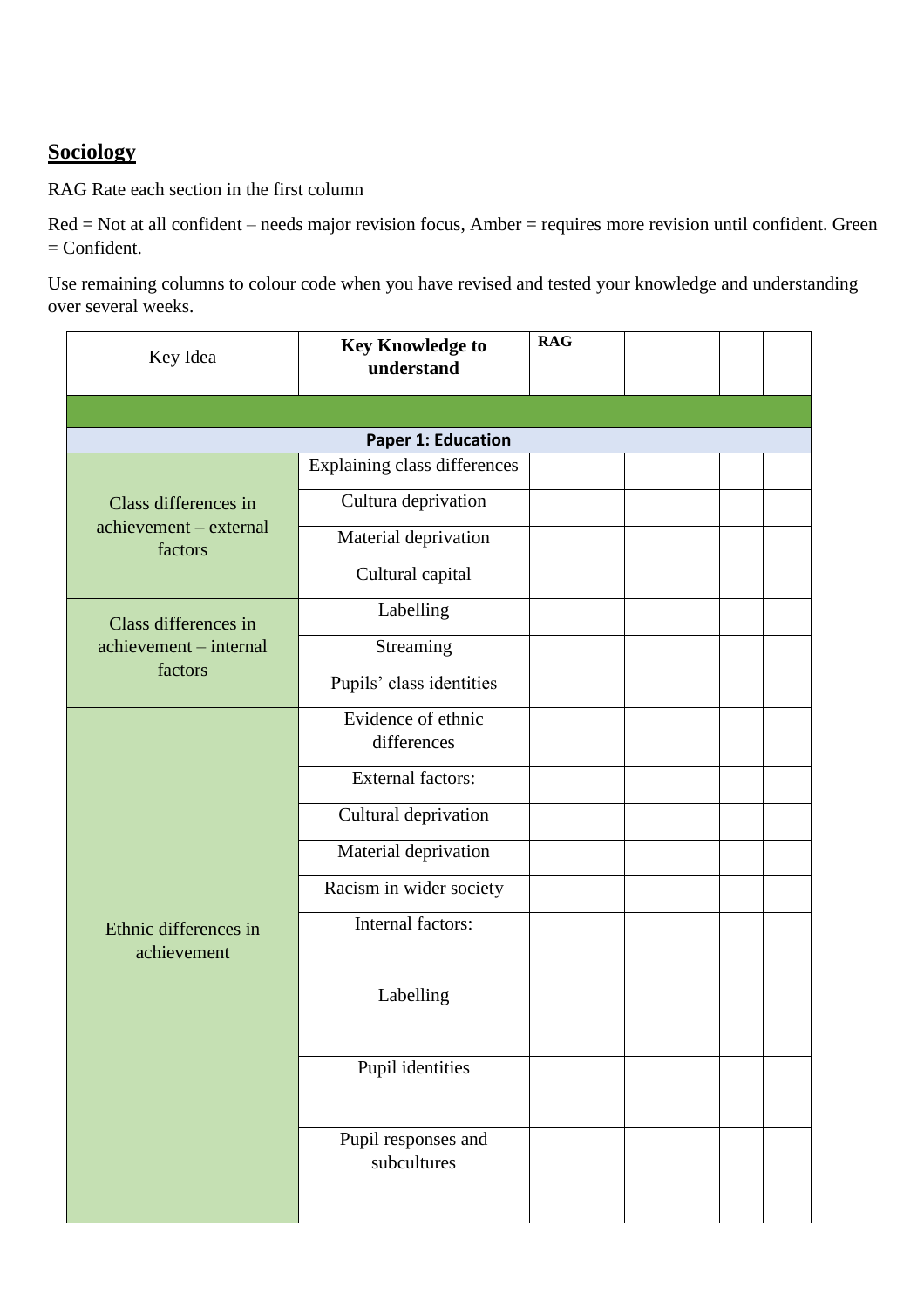## Sociology

RAG Rate each section in the first column

Red = Not at all confident – needs major revision focus, Amber = requires more revision until confident. Green = Confident.

Use remaining columns to colour code when you have revised and tested your knowledge and understanding over several weeks.

| Key Idea | **Key Knowledge to understand** | **RAG** | | | | | |
|---|---|---|---|---|---|---|---|
| | | | | | | | |
| **Paper 1: Education** | | | | | | | |
| Class differences in achievement – external factors | Explaining class differences | | | | | | |
| | Cultura deprivation | | | | | | |
| | Material deprivation | | | | | | |
| | Cultural capital | | | | | | |
| Class differences in achievement – internal factors | Labelling | | | | | | |
| | Streaming | | | | | | |
| | Pupils' class identities | | | | | | |
| Ethnic differences in achievement | Evidence of ethnic differences | | | | | | |
| | External factors: | | | | | | |
| | Cultural deprivation | | | | | | |
| | Material deprivation | | | | | | |
| | Racism in wider society | | | | | | |
| | Internal factors: | | | | | | |
| | Labelling | | | | | | |
| | Pupil identities | | | | | | |
| | Pupil responses and subcultures | | | | | | |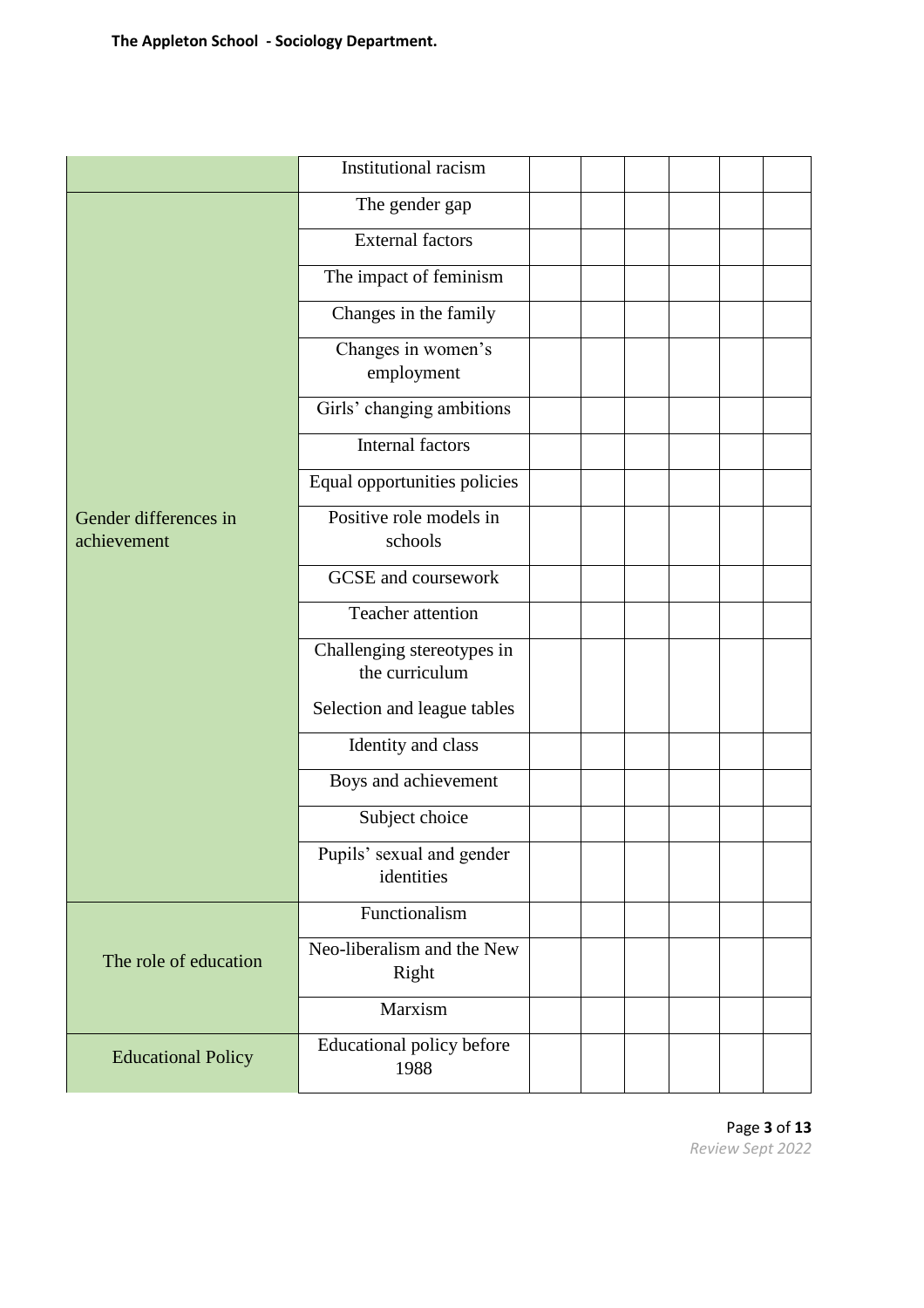| | | | | | | | |
|---|---|---|---|---|---|---|---|
| | Institutional racism | | | | | | |
| Gender differences in achievement | The gender gap | | | | | | |
| | External factors | | | | | | |
| | The impact of feminism | | | | | | |
| | Changes in the family | | | | | | |
| | Changes in women's employment | | | | | | |
| | Girls' changing ambitions | | | | | | |
| | Internal factors | | | | | | |
| | Equal opportunities policies | | | | | | |
| | Positive role models in schools | | | | | | |
| | GCSE and coursework | | | | | | |
| | Teacher attention | | | | | | |
| | Challenging stereotypes in the curriculum<br>Selection and league tables | | | | | | |
| | Identity and class | | | | | | |
| | Boys and achievement | | | | | | |
| | Subject choice | | | | | | |
| | Pupils' sexual and gender identities | | | | | | |
| The role of education | Functionalism | | | | | | |
| | Neo-liberalism and the New Right | | | | | | |
| | Marxism | | | | | | |
| Educational Policy | Educational policy before 1988 | | | | | | |

*Review Sept 2022*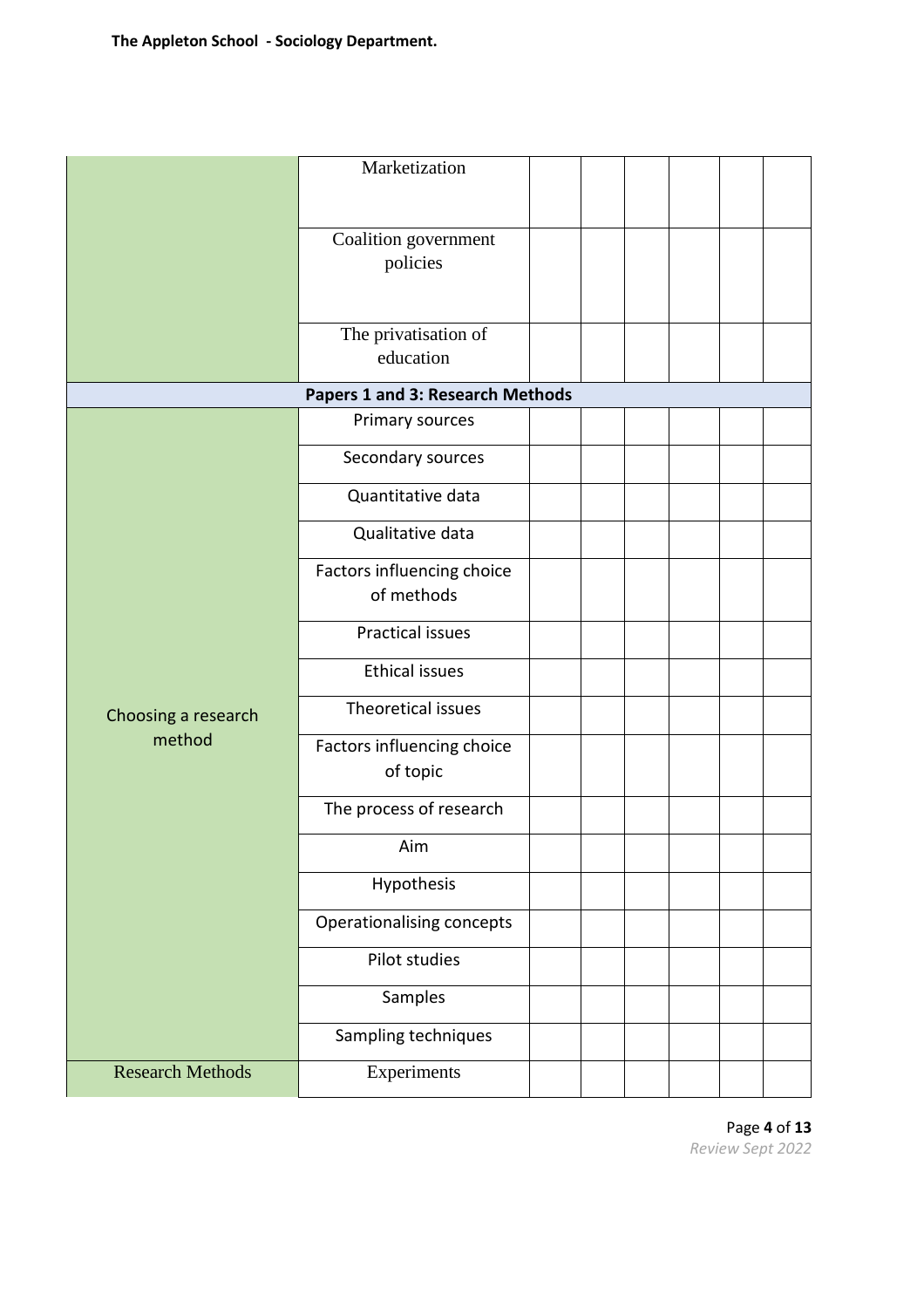| | | | | | | | |
|---|---|---|---|---|---|---|---|
| | Marketization | | | | | | |
| | Coalition government policies | | | | | | |
| | The privatisation of education | | | | | | |
| **Papers 1 and 3: Research Methods** | | | | | | | |
| Choosing a research method | Primary sources | | | | | | |
| | Secondary sources | | | | | | |
| | Quantitative data | | | | | | |
| | Qualitative data | | | | | | |
| | Factors influencing choice of methods | | | | | | |
| | Practical issues | | | | | | |
| | Ethical issues | | | | | | |
| | Theoretical issues | | | | | | |
| | Factors influencing choice of topic | | | | | | |
| | The process of research | | | | | | |
| | Aim | | | | | | |
| | Hypothesis | | | | | | |
| | Operationalising concepts | | | | | | |
| | Pilot studies | | | | | | |
| | Samples | | | | | | |
| | Sampling techniques | | | | | | |
| Research Methods | Experiments | | | | | | |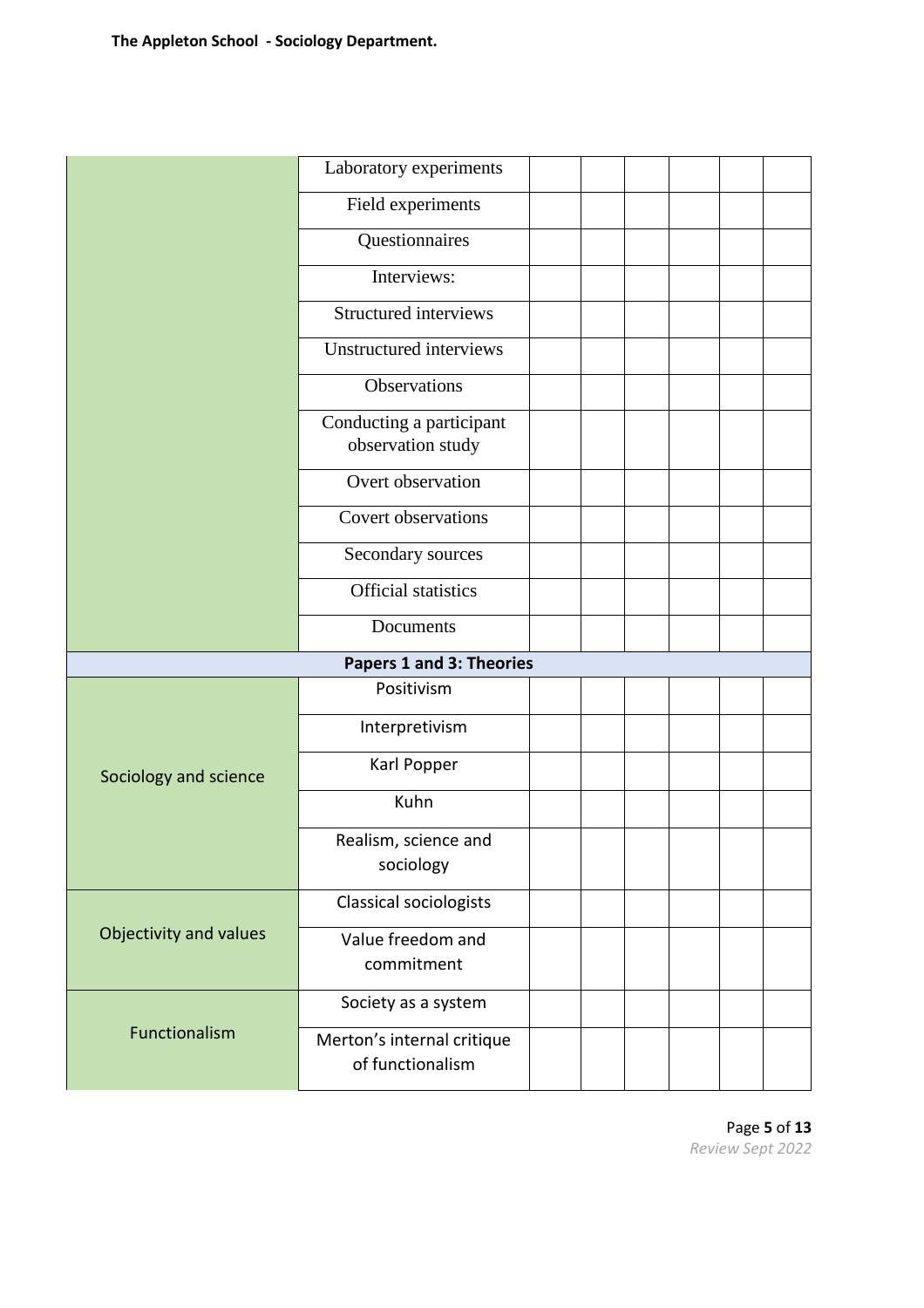| | | | | | | | |
|---|---|---|---|---|---|---|---|
| | Laboratory experiments | | | | | | |
| | Field experiments | | | | | | |
| | Questionnaires | | | | | | |
| | Interviews: | | | | | | |
| | Structured interviews | | | | | | |
| | Unstructured interviews | | | | | | |
| | Observations | | | | | | |
| | Conducting a participant observation study | | | | | | |
| | Overt observation | | | | | | |
| | Covert observations | | | | | | |
| | Secondary sources | | | | | | |
| | Official statistics | | | | | | |
| | Documents | | | | | | |
| **Papers 1 and 3: Theories** | | | | | | | |
| Sociology and science | Positivism | | | | | | |
| | Interpretivism | | | | | | |
| | Karl Popper | | | | | | |
| | Kuhn | | | | | | |
| | Realism, science and sociology | | | | | | |
| Objectivity and values | Classical sociologists | | | | | | |
| | Value freedom and commitment | | | | | | |
| Functionalism | Society as a system | | | | | | |
| | Merton's internal critique of functionalism | | | | | | |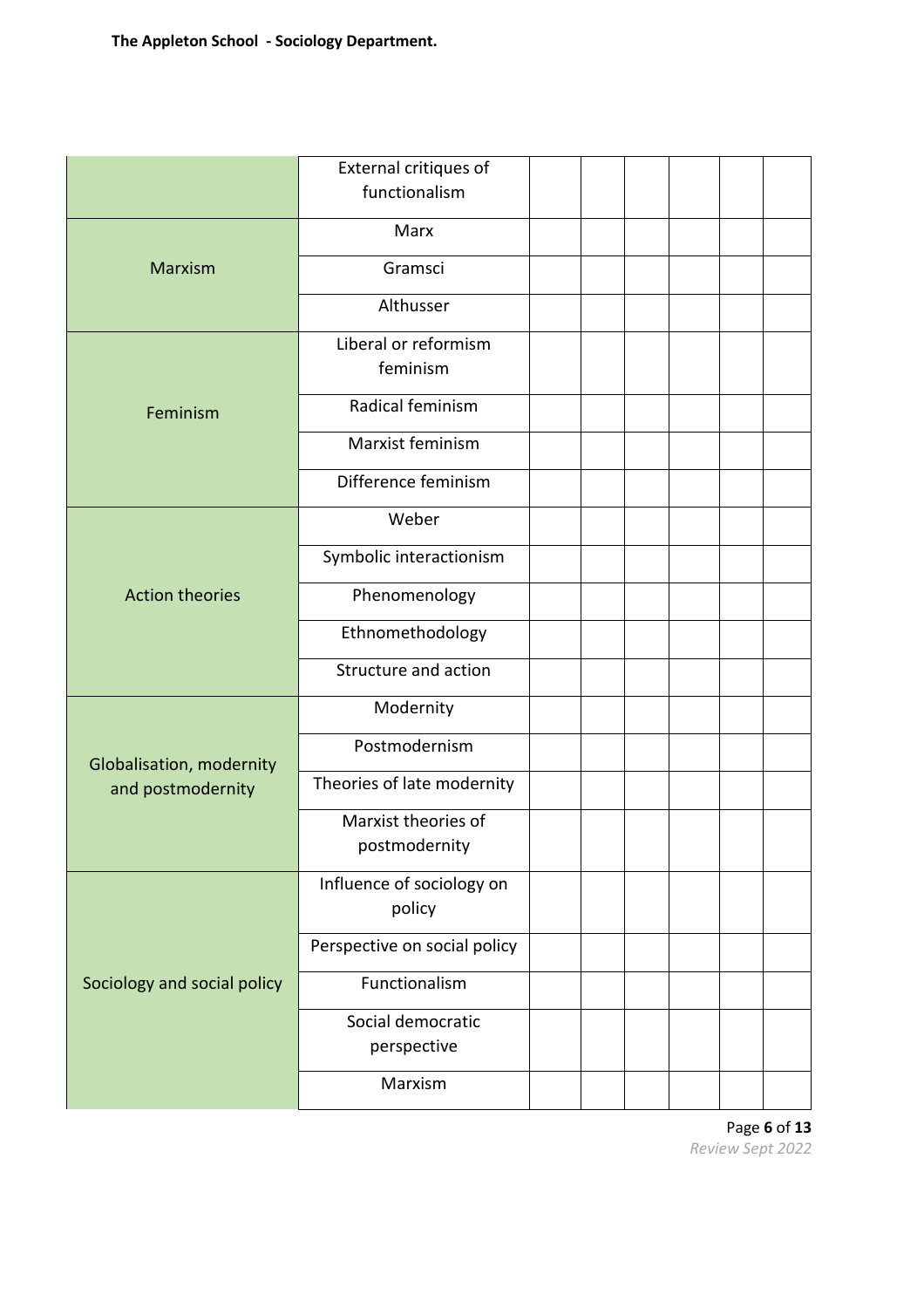| | | | | | | | |
|---|---|---|---|---|---|---|---|
| | External critiques of functionalism | | | | | | |
| Marxism | Marx | | | | | | |
| | Gramsci | | | | | | |
| | Althusser | | | | | | |
| Feminism | Liberal or reformism feminism | | | | | | |
| | Radical feminism | | | | | | |
| | Marxist feminism | | | | | | |
| | Difference feminism | | | | | | |
| Action theories | Weber | | | | | | |
| | Symbolic interactionism | | | | | | |
| | Phenomenology | | | | | | |
| | Ethnomethodology | | | | | | |
| | Structure and action | | | | | | |
| Globalisation, modernity and postmodernity | Modernity | | | | | | |
| | Postmodernism | | | | | | |
| | Theories of late modernity | | | | | | |
| | Marxist theories of postmodernity | | | | | | |
| Sociology and social policy | Influence of sociology on policy | | | | | | |
| | Perspective on social policy | | | | | | |
| | Functionalism | | | | | | |
| | Social democratic perspective | | | | | | |
| | Marxism | | | | | | |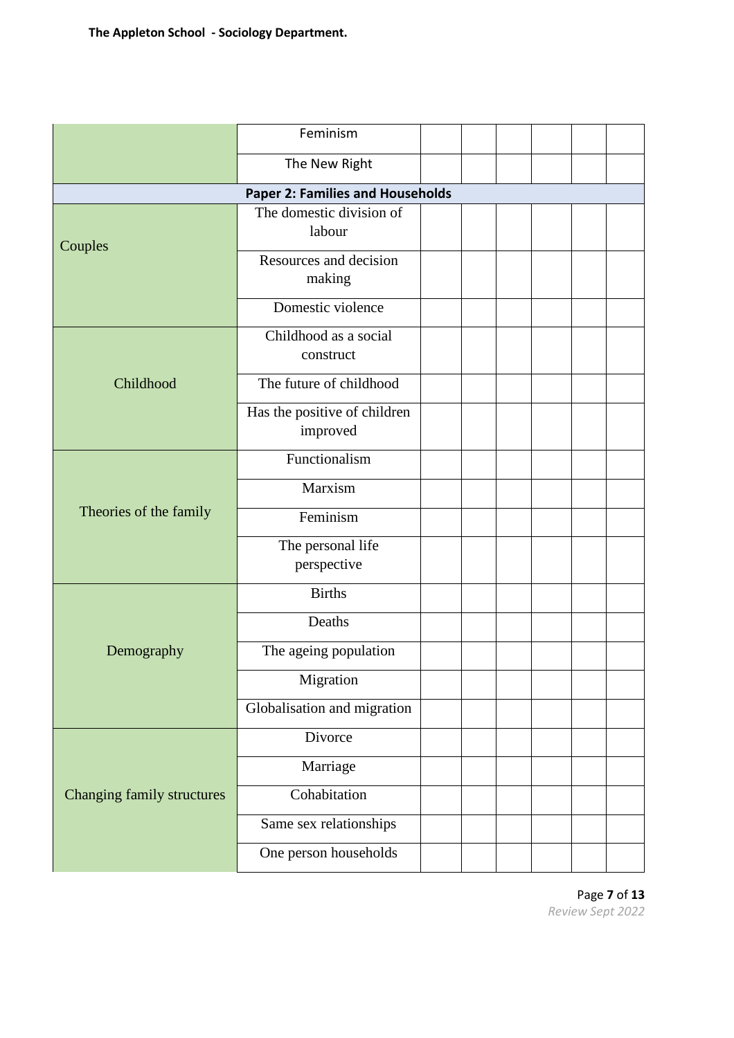| | | | | | | | |
|---|---|---|---|---|---|---|---|
| | Feminism | | | | | | |
| | The New Right | | | | | | |
| **Paper 2: Families and Households** | | | | | | | |
| Couples | The domestic division of labour | | | | | | |
| | Resources and decision making | | | | | | |
| | Domestic violence | | | | | | |
| Childhood | Childhood as a social construct | | | | | | |
| | The future of childhood | | | | | | |
| | Has the positive of children improved | | | | | | |
| Theories of the family | Functionalism | | | | | | |
| | Marxism | | | | | | |
| | Feminism | | | | | | |
| | The personal life perspective | | | | | | |
| Demography | Births | | | | | | |
| | Deaths | | | | | | |
| | The ageing population | | | | | | |
| | Migration | | | | | | |
| | Globalisation and migration | | | | | | |
| Changing family structures | Divorce | | | | | | |
| | Marriage | | | | | | |
| | Cohabitation | | | | | | |
| | Same sex relationships | | | | | | |
| | One person households | | | | | | |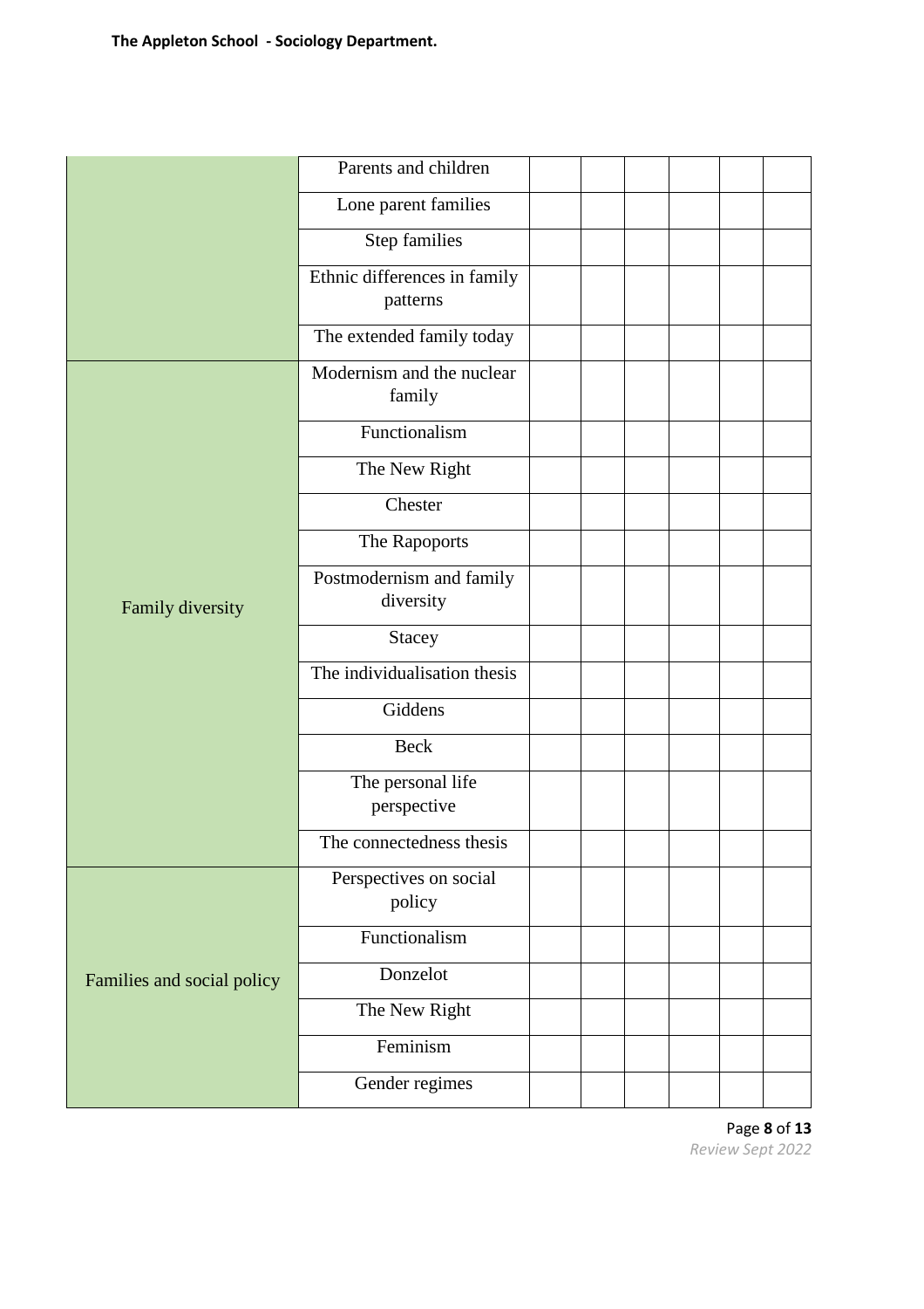| | | | | | | | |
|---|---|---|---|---|---|---|---|
| | Parents and children | | | | | | |
| | Lone parent families | | | | | | |
| | Step families | | | | | | |
| | Ethnic differences in family patterns | | | | | | |
| | The extended family today | | | | | | |
| Family diversity | Modernism and the nuclear family | | | | | | |
| | Functionalism | | | | | | |
| | The New Right | | | | | | |
| | Chester | | | | | | |
| | The Rapoports | | | | | | |
| | Postmodernism and family diversity | | | | | | |
| | Stacey | | | | | | |
| | The individualisation thesis | | | | | | |
| | Giddens | | | | | | |
| | Beck | | | | | | |
| | The personal life perspective | | | | | | |
| | The connectedness thesis | | | | | | |
| Families and social policy | Perspectives on social policy | | | | | | |
| | Functionalism | | | | | | |
| | Donzelot | | | | | | |
| | The New Right | | | | | | |
| | Feminism | | | | | | |
| | Gender regimes | | | | | | |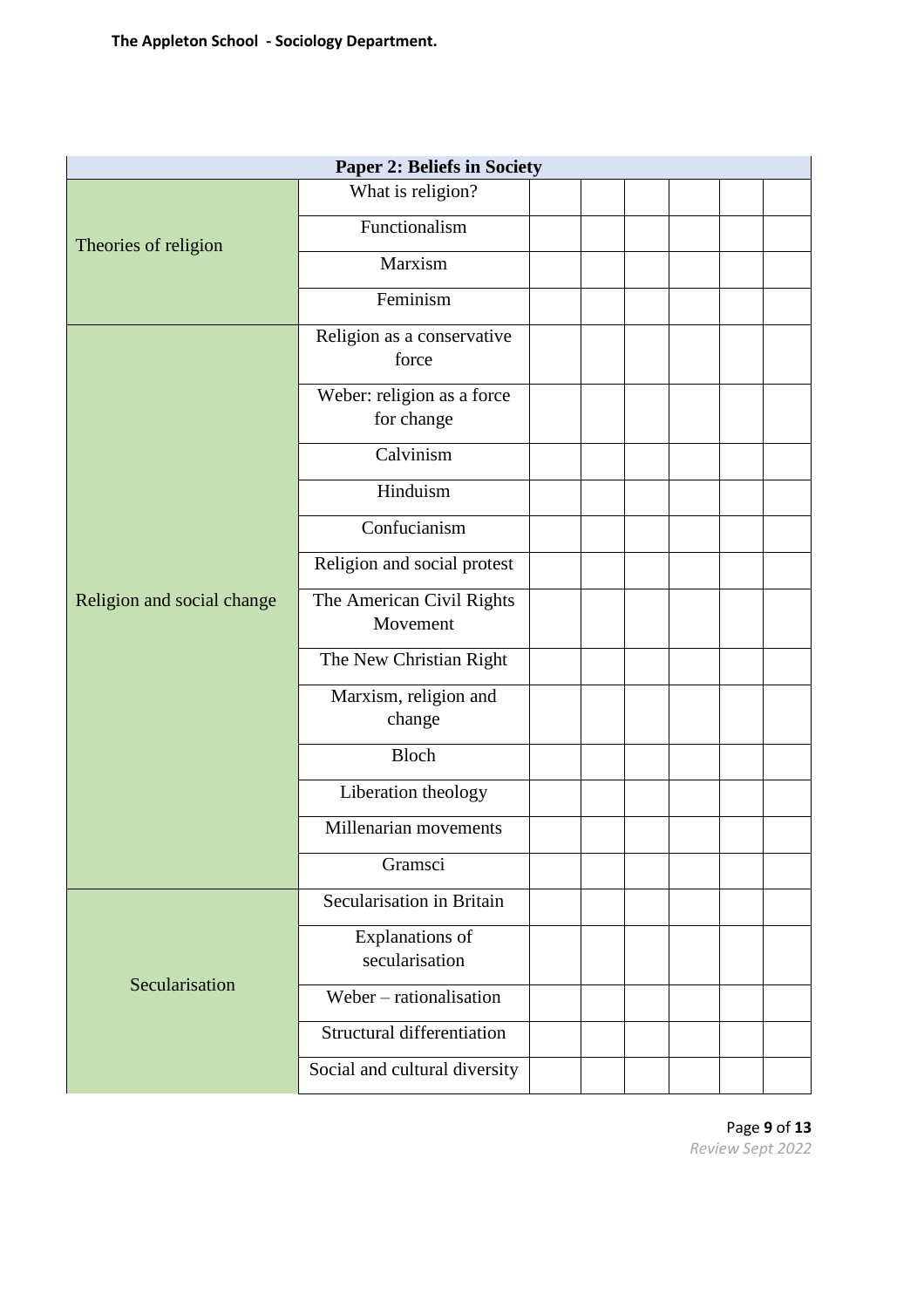| Paper 2: Beliefs in Society | | | | | | | |
|---|---|---|---|---|---|---|---|
| Theories of religion | What is religion? | | | | | | |
| | Functionalism | | | | | | |
| | Marxism | | | | | | |
| | Feminism | | | | | | |
| Religion and social change | Religion as a conservative force | | | | | | |
| | Weber: religion as a force for change | | | | | | |
| | Calvinism | | | | | | |
| | Hinduism | | | | | | |
| | Confucianism | | | | | | |
| | Religion and social protest | | | | | | |
| | The American Civil Rights Movement | | | | | | |
| | The New Christian Right | | | | | | |
| | Marxism, religion and change | | | | | | |
| | Bloch | | | | | | |
| | Liberation theology | | | | | | |
| | Millenarian movements | | | | | | |
| | Gramsci | | | | | | |
| Secularisation | Secularisation in Britain | | | | | | |
| | Explanations of secularisation | | | | | | |
| | Weber – rationalisation | | | | | | |
| | Structural differentiation | | | | | | |
| | Social and cultural diversity | | | | | | |

*Review Sept 2022*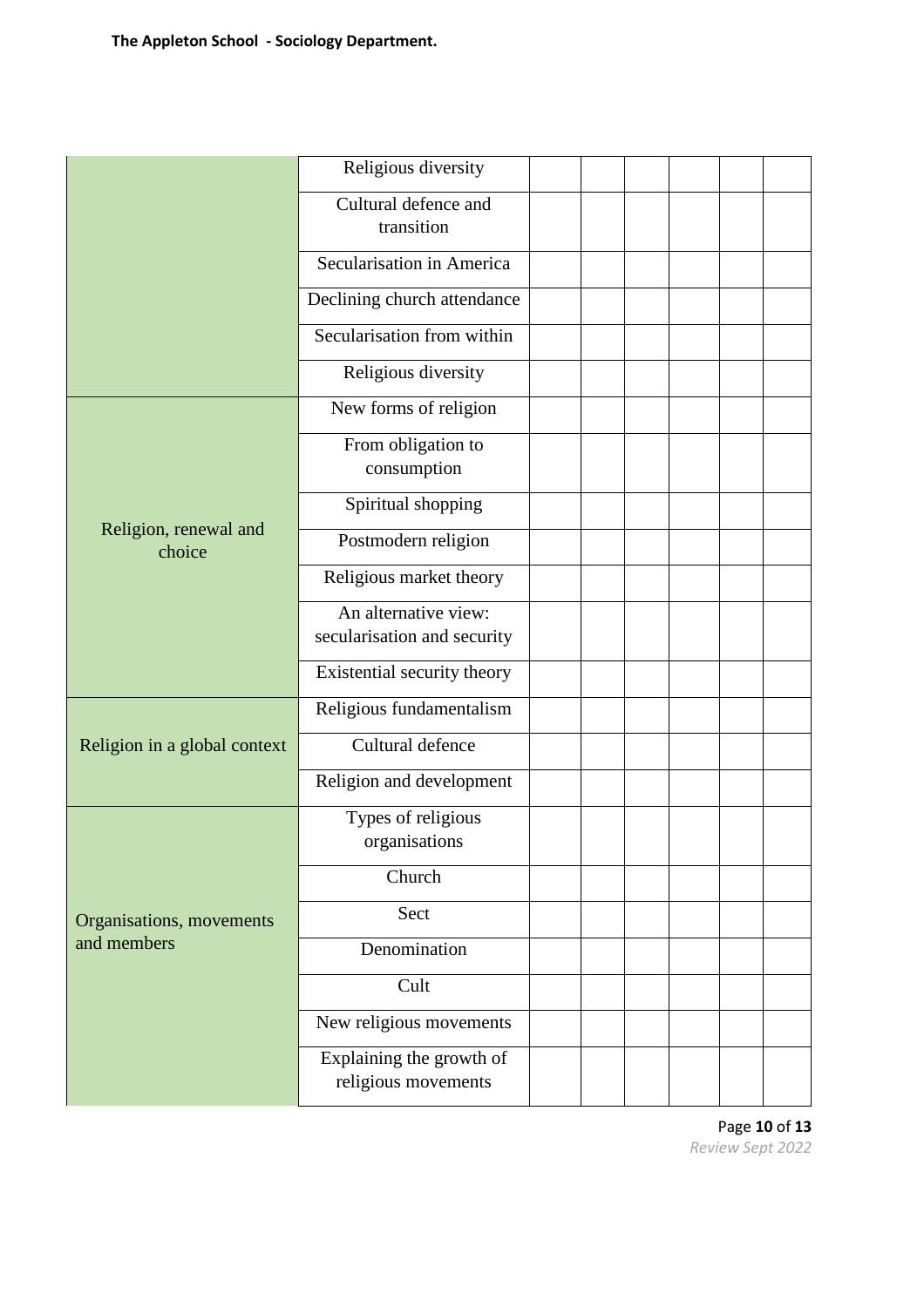| | | | | | | | |
|---|---|---|---|---|---|---|---|
| | Religious diversity | | | | | | |
| | Cultural defence and transition | | | | | | |
| | Secularisation in America | | | | | | |
| | Declining church attendance | | | | | | |
| | Secularisation from within | | | | | | |
| | Religious diversity | | | | | | |
| Religion, renewal and choice | New forms of religion | | | | | | |
| | From obligation to consumption | | | | | | |
| | Spiritual shopping | | | | | | |
| | Postmodern religion | | | | | | |
| | Religious market theory | | | | | | |
| | An alternative view: secularisation and security | | | | | | |
| | Existential security theory | | | | | | |
| Religion in a global context | Religious fundamentalism | | | | | | |
| | Cultural defence | | | | | | |
| | Religion and development | | | | | | |
| Organisations, movements and members | Types of religious organisations | | | | | | |
| | Church | | | | | | |
| | Sect | | | | | | |
| | Denomination | | | | | | |
| | Cult | | | | | | |
| | New religious movements | | | | | | |
| | Explaining the growth of religious movements | | | | | | |

*Review Sept 2022*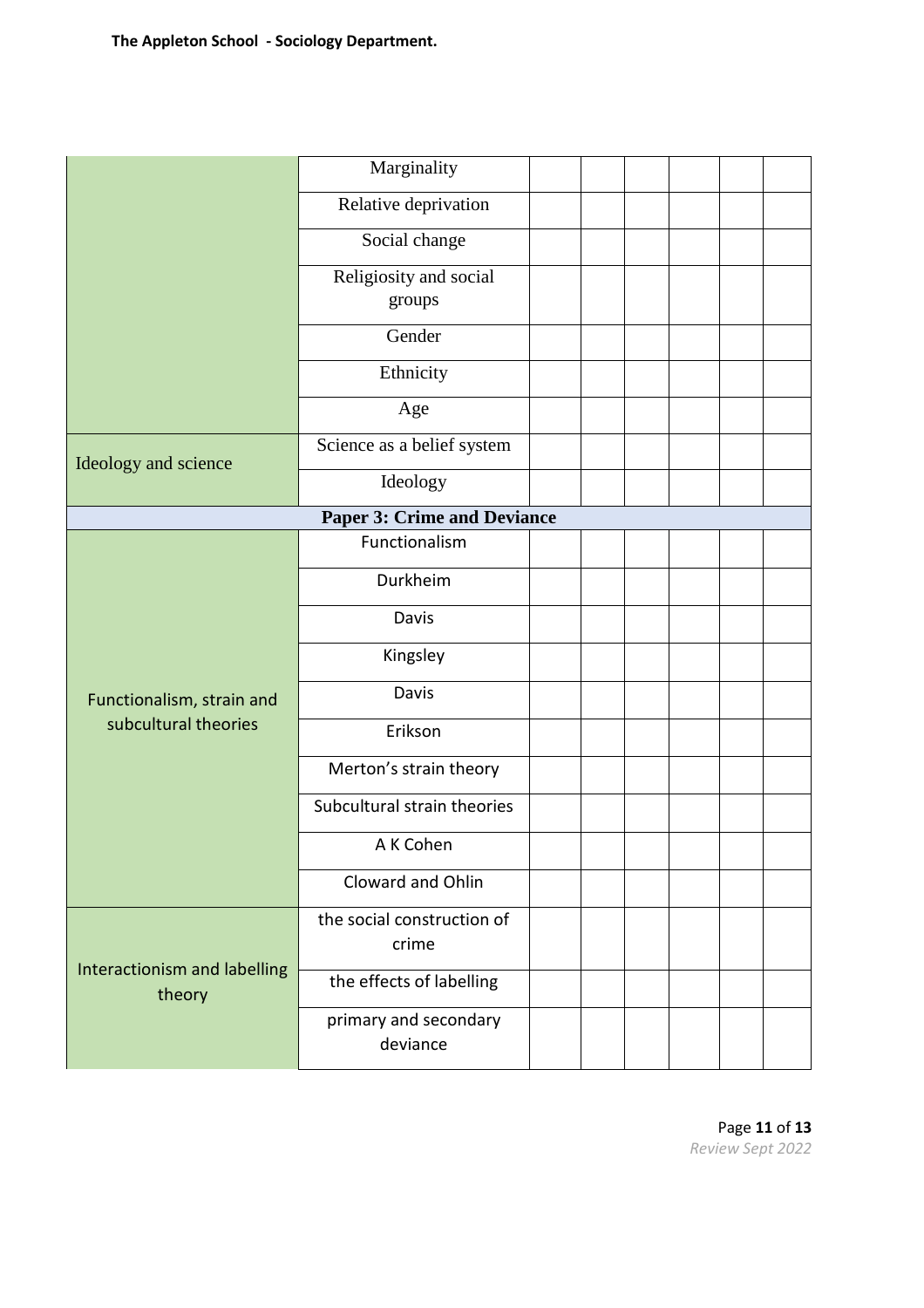| | | | | | | | |
|---|---|---|---|---|---|---|---|
| | Marginality | | | | | | |
| | Relative deprivation | | | | | | |
| | Social change | | | | | | |
| | Religiosity and social groups | | | | | | |
| | Gender | | | | | | |
| | Ethnicity | | | | | | |
| | Age | | | | | | |
| Ideology and science | Science as a belief system | | | | | | |
| | Ideology | | | | | | |
| **Paper 3: Crime and Deviance** | | | | | | | |
| Functionalism, strain and subcultural theories | Functionalism | | | | | | |
| | Durkheim | | | | | | |
| | Davis | | | | | | |
| | Kingsley | | | | | | |
| | Davis | | | | | | |
| | Erikson | | | | | | |
| | Merton's strain theory | | | | | | |
| | Subcultural strain theories | | | | | | |
| | A K Cohen | | | | | | |
| | Cloward and Ohlin | | | | | | |
| Interactionism and labelling theory | the social construction of crime | | | | | | |
| | the effects of labelling | | | | | | |
| | primary and secondary deviance | | | | | | |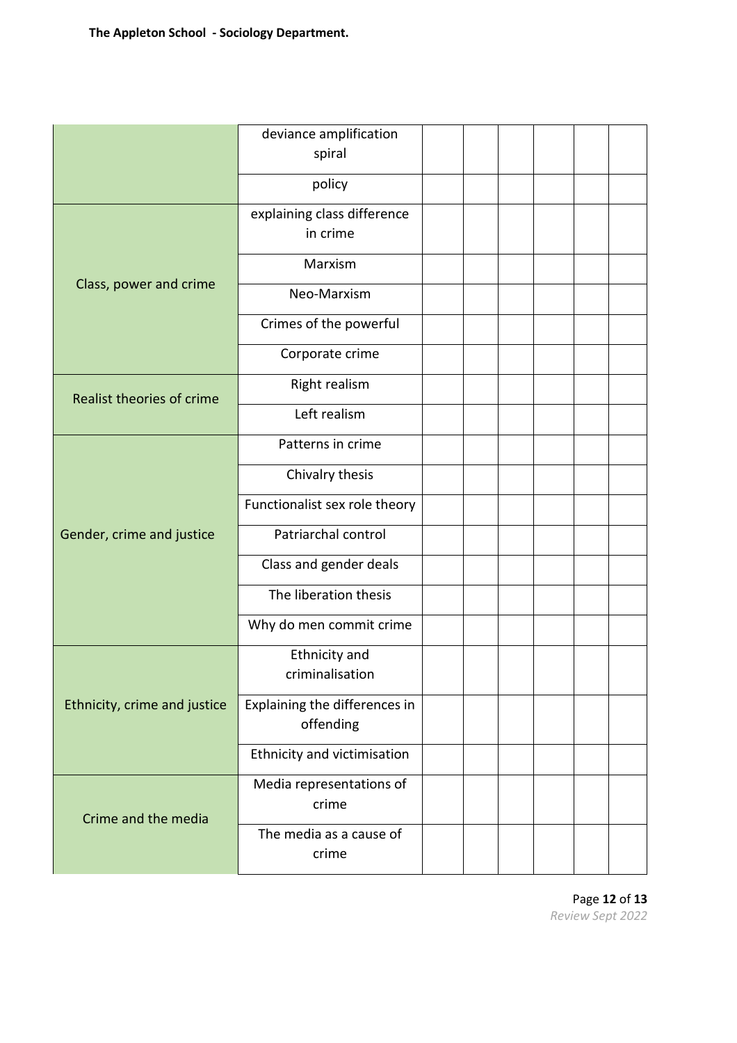| | | | | | | | |
|---|---|---|---|---|---|---|---|
| | deviance amplification spiral | | | | | | |
| | policy | | | | | | |
| Class, power and crime | explaining class difference in crime | | | | | | |
| | Marxism | | | | | | |
| | Neo-Marxism | | | | | | |
| | Crimes of the powerful | | | | | | |
| | Corporate crime | | | | | | |
| Realist theories of crime | Right realism | | | | | | |
| | Left realism | | | | | | |
| Gender, crime and justice | Patterns in crime | | | | | | |
| | Chivalry thesis | | | | | | |
| | Functionalist sex role theory | | | | | | |
| | Patriarchal control | | | | | | |
| | Class and gender deals | | | | | | |
| | The liberation thesis | | | | | | |
| | Why do men commit crime | | | | | | |
| Ethnicity, crime and justice | Ethnicity and criminalisation | | | | | | |
| | Explaining the differences in offending | | | | | | |
| | Ethnicity and victimisation | | | | | | |
| Crime and the media | Media representations of crime | | | | | | |
| | The media as a cause of crime | | | | | | |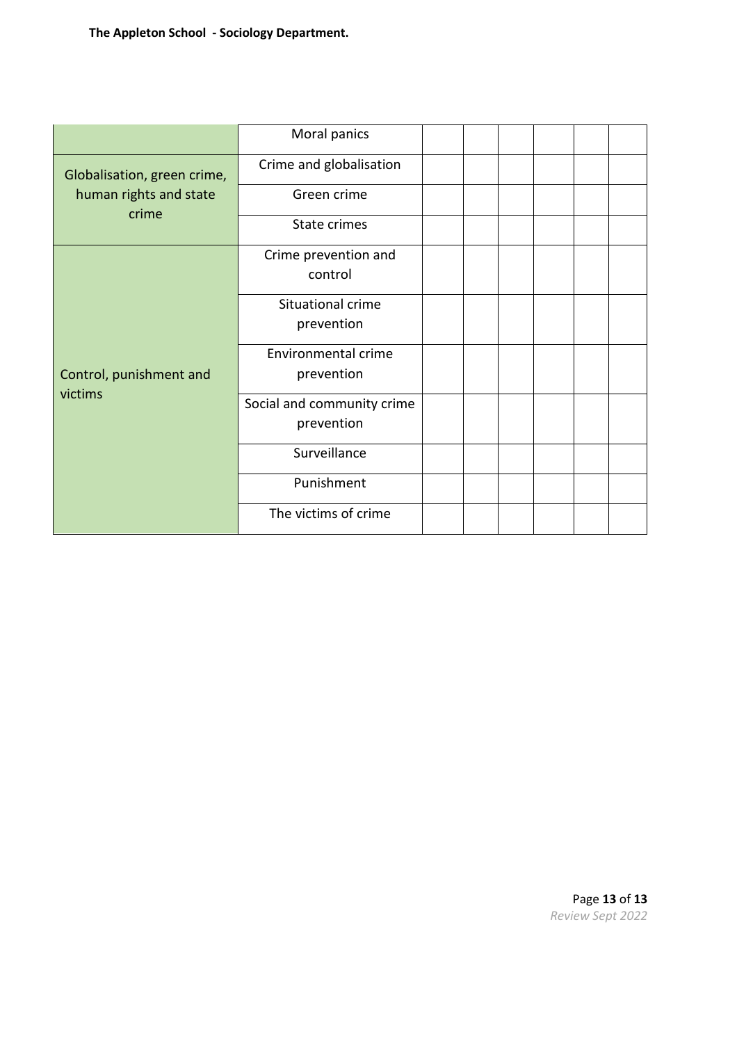| | | | | | | | |
|---|---|---|---|---|---|---|---|
| | Moral panics | | | | | | |
| Globalisation, green crime, human rights and state crime | Crime and globalisation | | | | | | |
| | Green crime | | | | | | |
| | State crimes | | | | | | |
| Control, punishment and victims | Crime prevention and control | | | | | | |
| | Situational crime prevention | | | | | | |
| | Environmental crime prevention | | | | | | |
| | Social and community crime prevention | | | | | | |
| | Surveillance | | | | | | |
| | Punishment | | | | | | |
| | The victims of crime | | | | | | |